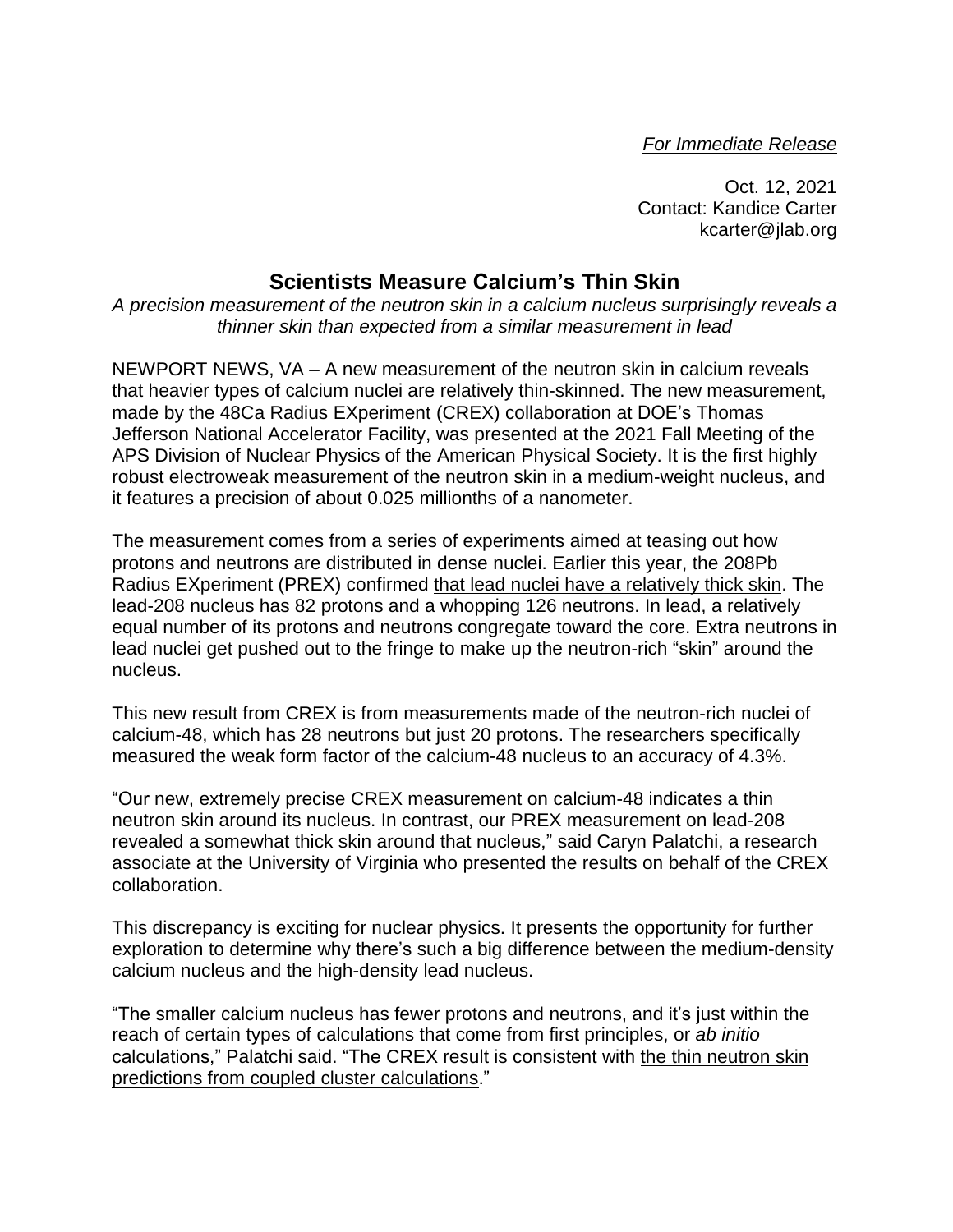*For Immediate Release*

Oct. 12, 2021
Contact: Kandice Carter
kcarter@jlab.org

# Scientists Measure Calcium's Thin Skin

*A precision measurement of the neutron skin in a calcium nucleus surprisingly reveals a thinner skin than expected from a similar measurement in lead*

NEWPORT NEWS, VA – A new measurement of the neutron skin in calcium reveals that heavier types of calcium nuclei are relatively thin-skinned. The new measurement, made by the 48Ca Radius EXperiment (CREX) collaboration at DOE's Thomas Jefferson National Accelerator Facility, was presented at the 2021 Fall Meeting of the APS Division of Nuclear Physics of the American Physical Society. It is the first highly robust electroweak measurement of the neutron skin in a medium-weight nucleus, and it features a precision of about 0.025 millionths of a nanometer.

The measurement comes from a series of experiments aimed at teasing out how protons and neutrons are distributed in dense nuclei. Earlier this year, the 208Pb Radius EXperiment (PREX) confirmed that lead nuclei have a relatively thick skin. The lead-208 nucleus has 82 protons and a whopping 126 neutrons. In lead, a relatively equal number of its protons and neutrons congregate toward the core. Extra neutrons in lead nuclei get pushed out to the fringe to make up the neutron-rich "skin" around the nucleus.

This new result from CREX is from measurements made of the neutron-rich nuclei of calcium-48, which has 28 neutrons but just 20 protons. The researchers specifically measured the weak form factor of the calcium-48 nucleus to an accuracy of 4.3%.

"Our new, extremely precise CREX measurement on calcium-48 indicates a thin neutron skin around its nucleus. In contrast, our PREX measurement on lead-208 revealed a somewhat thick skin around that nucleus," said Caryn Palatchi, a research associate at the University of Virginia who presented the results on behalf of the CREX collaboration.

This discrepancy is exciting for nuclear physics. It presents the opportunity for further exploration to determine why there's such a big difference between the medium-density calcium nucleus and the high-density lead nucleus.

"The smaller calcium nucleus has fewer protons and neutrons, and it's just within the reach of certain types of calculations that come from first principles, or *ab initio* calculations," Palatchi said. "The CREX result is consistent with the thin neutron skin predictions from coupled cluster calculations."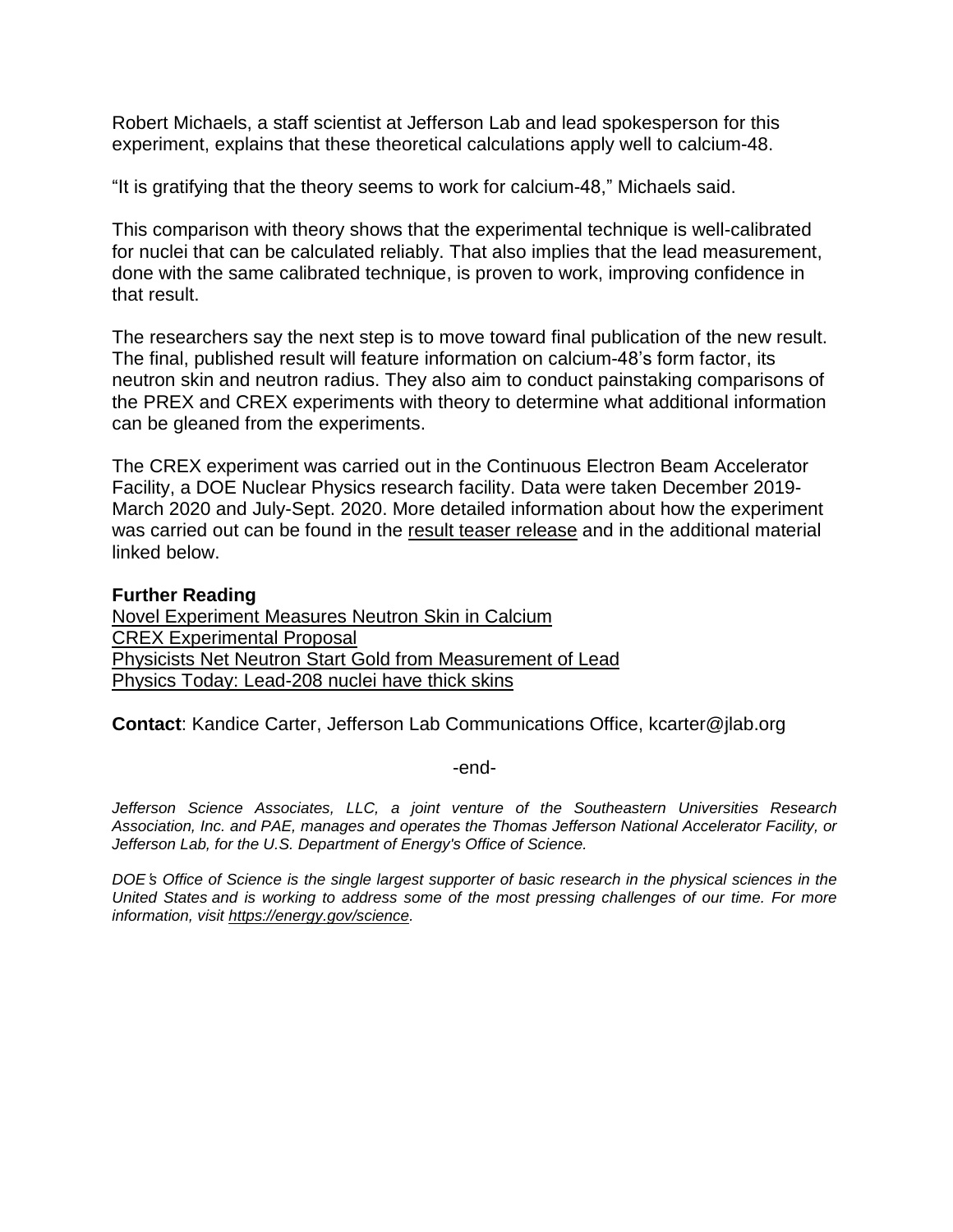Robert Michaels, a staff scientist at Jefferson Lab and lead spokesperson for this experiment, explains that these theoretical calculations apply well to calcium-48.

“It is gratifying that the theory seems to work for calcium-48,” Michaels said.

This comparison with theory shows that the experimental technique is well-calibrated for nuclei that can be calculated reliably. That also implies that the lead measurement, done with the same calibrated technique, is proven to work, improving confidence in that result.

The researchers say the next step is to move toward final publication of the new result. The final, published result will feature information on calcium-48’s form factor, its neutron skin and neutron radius. They also aim to conduct painstaking comparisons of the PREX and CREX experiments with theory to determine what additional information can be gleaned from the experiments.

The CREX experiment was carried out in the Continuous Electron Beam Accelerator Facility, a DOE Nuclear Physics research facility. Data were taken December 2019-March 2020 and July-Sept. 2020. More detailed information about how the experiment was carried out can be found in the result teaser release and in the additional material linked below.

**Further Reading**
Novel Experiment Measures Neutron Skin in Calcium
CREX Experimental Proposal
Physicists Net Neutron Start Gold from Measurement of Lead
Physics Today: Lead-208 nuclei have thick skins

**Contact**: Kandice Carter, Jefferson Lab Communications Office, kcarter@jlab.org

-end-

*Jefferson Science Associates, LLC, a joint venture of the Southeastern Universities Research Association, Inc. and PAE, manages and operates the Thomas Jefferson National Accelerator Facility, or Jefferson Lab, for the U.S. Department of Energy's Office of Science.*

*DOE's Office of Science is the single largest supporter of basic research in the physical sciences in the United States and is working to address some of the most pressing challenges of our time. For more information, visit https://energy.gov/science.*